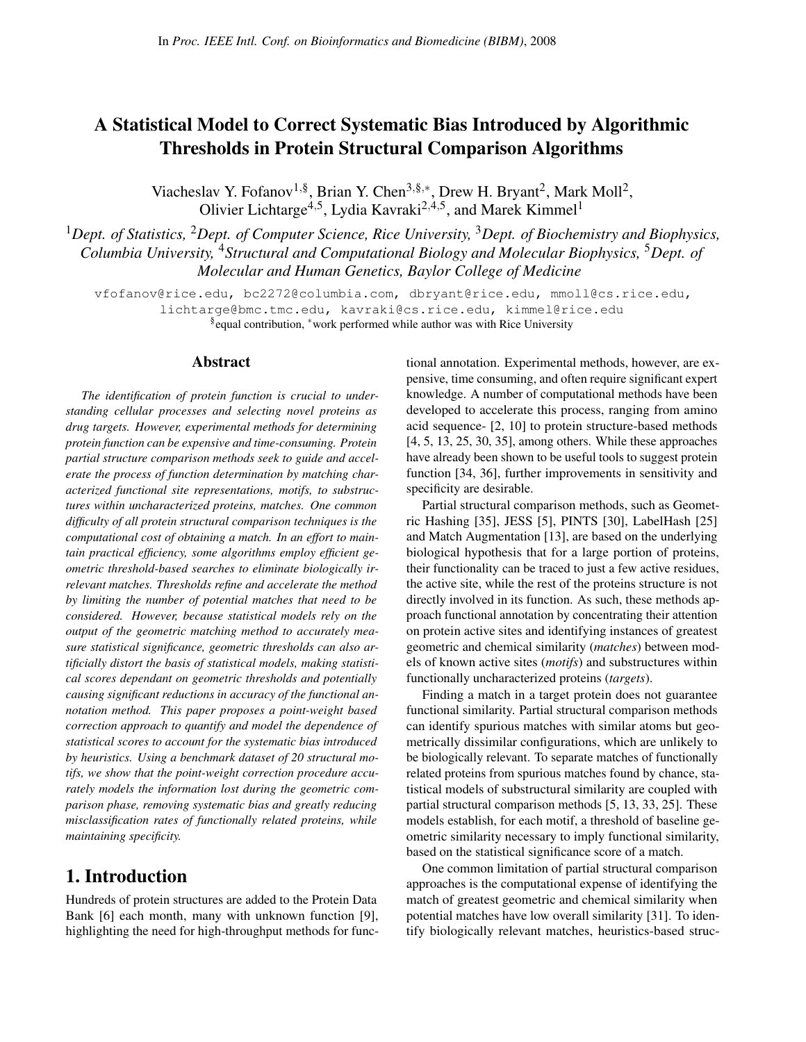In *Proc. IEEE Intl. Conf. on Bioinformatics and Biomedicine (BIBM)*, 2008

# A Statistical Model to Correct Systematic Bias Introduced by Algorithmic Thresholds in Protein Structural Comparison Algorithms

Viacheslav Y. Fofanov[1,§], Brian Y. Chen[3,§,*], Drew H. Bryant[2], Mark Moll[2], Olivier Lichtarge[4,5], Lydia Kavraki[2,4,5], and Marek Kimmel[1]

[1]*Dept. of Statistics,* [2]*Dept. of Computer Science, Rice University,* [3]*Dept. of Biochemistry and Biophysics, Columbia University,* [4]*Structural and Computational Biology and Molecular Biophysics,* [5]*Dept. of Molecular and Human Genetics, Baylor College of Medicine*

vfofanov@rice.edu, bc2272@columbia.com, dbryant@rice.edu, mmoll@cs.rice.edu, lichtarge@bmc.tmc.edu, kavraki@cs.rice.edu, kimmel@rice.edu

[§]equal contribution, [*]work performed while author was with Rice University

## Abstract

*The identification of protein function is crucial to understanding cellular processes and selecting novel proteins as drug targets. However, experimental methods for determining protein function can be expensive and time-consuming. Protein partial structure comparison methods seek to guide and accelerate the process of function determination by matching characterized functional site representations, motifs, to substructures within uncharacterized proteins, matches. One common difficulty of all protein structural comparison techniques is the computational cost of obtaining a match. In an effort to maintain practical efficiency, some algorithms employ efficient geometric threshold-based searches to eliminate biologically irrelevant matches. Thresholds refine and accelerate the method by limiting the number of potential matches that need to be considered. However, because statistical models rely on the output of the geometric matching method to accurately measure statistical significance, geometric thresholds can also artificially distort the basis of statistical models, making statistical scores dependant on geometric thresholds and potentially causing significant reductions in accuracy of the functional annotation method. This paper proposes a point-weight based correction approach to quantify and model the dependence of statistical scores to account for the systematic bias introduced by heuristics. Using a benchmark dataset of 20 structural motifs, we show that the point-weight correction procedure accurately models the information lost during the geometric comparison phase, removing systematic bias and greatly reducing misclassification rates of functionally related proteins, while maintaining specificity.*

## 1. Introduction

Hundreds of protein structures are added to the Protein Data Bank [6] each month, many with unknown function [9], highlighting the need for high-throughput methods for functional annotation. Experimental methods, however, are expensive, time consuming, and often require significant expert knowledge. A number of computational methods have been developed to accelerate this process, ranging from amino acid sequence- [2, 10] to protein structure-based methods [4, 5, 13, 25, 30, 35], among others. While these approaches have already been shown to be useful tools to suggest protein function [34, 36], further improvements in sensitivity and specificity are desirable.

Partial structural comparison methods, such as Geometric Hashing [35], JESS [5], PINTS [30], LabelHash [25] and Match Augmentation [13], are based on the underlying biological hypothesis that for a large portion of proteins, their functionality can be traced to just a few active residues, the active site, while the rest of the proteins structure is not directly involved in its function. As such, these methods approach functional annotation by concentrating their attention on protein active sites and identifying instances of greatest geometric and chemical similarity (*matches*) between models of known active sites (*motifs*) and substructures within functionally uncharacterized proteins (*targets*).

Finding a match in a target protein does not guarantee functional similarity. Partial structural comparison methods can identify spurious matches with similar atoms but geometrically dissimilar configurations, which are unlikely to be biologically relevant. To separate matches of functionally related proteins from spurious matches found by chance, statistical models of substructural similarity are coupled with partial structural comparison methods [5, 13, 33, 25]. These models establish, for each motif, a threshold of baseline geometric similarity necessary to imply functional similarity, based on the statistical significance score of a match.

One common limitation of partial structural comparison approaches is the computational expense of identifying the match of greatest geometric and chemical similarity when potential matches have low overall similarity [31]. To identify biologically relevant matches, heuristics-based struc-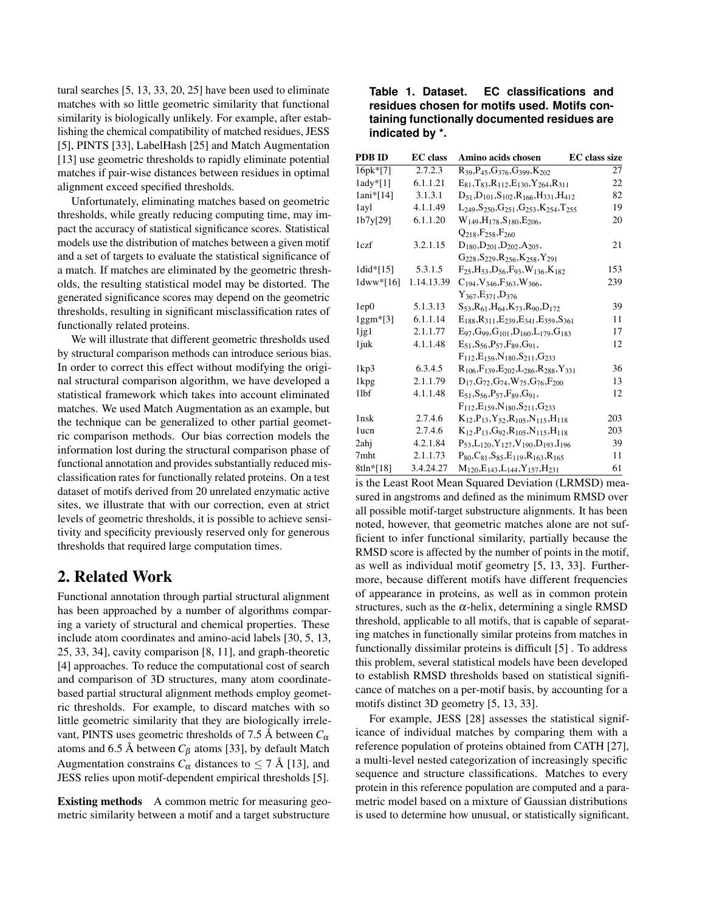tural searches [5, 13, 33, 20, 25] have been used to eliminate matches with so little geometric similarity that functional similarity is biologically unlikely. For example, after establishing the chemical compatibility of matched residues, JESS [5], PINTS [33], LabelHash [25] and Match Augmentation [13] use geometric thresholds to rapidly eliminate potential matches if pair-wise distances between residues in optimal alignment exceed specified thresholds.

Unfortunately, eliminating matches based on geometric thresholds, while greatly reducing computing time, may impact the accuracy of statistical significance scores. Statistical models use the distribution of matches between a given motif and a set of targets to evaluate the statistical significance of a match. If matches are eliminated by the geometric thresholds, the resulting statistical model may be distorted. The generated significance scores may depend on the geometric thresholds, resulting in significant misclassification rates of functionally related proteins.

We will illustrate that different geometric thresholds used by structural comparison methods can introduce serious bias. In order to correct this effect without modifying the original structural comparison algorithm, we have developed a statistical framework which takes into account eliminated matches. We used Match Augmentation as an example, but the technique can be generalized to other partial geometric comparison methods. Our bias correction models the information lost during the structural comparison phase of functional annotation and provides substantially reduced misclassification rates for functionally related proteins. On a test dataset of motifs derived from 20 unrelated enzymatic active sites, we illustrate that with our correction, even at strict levels of geometric thresholds, it is possible to achieve sensitivity and specificity previously reserved only for generous thresholds that required large computation times.

## 2. Related Work

Functional annotation through partial structural alignment has been approached by a number of algorithms comparing a variety of structural and chemical properties. These include atom coordinates and amino-acid labels [30, 5, 13, 25, 33, 34], cavity comparison [8, 11], and graph-theoretic [4] approaches. To reduce the computational cost of search and comparison of 3D structures, many atom coordinate-based partial structural alignment methods employ geometric thresholds. For example, to discard matches with so little geometric similarity that they are biologically irrelevant, PINTS uses geometric thresholds of 7.5 Å between $C_\alpha$ atoms and 6.5 Å between $C_\beta$ atoms [33], by default Match Augmentation constrains $C_\alpha$ distances to $\leq 7$ Å [13], and JESS relies upon motif-dependent empirical thresholds [5].

**Existing methods** A common metric for measuring geometric similarity between a motif and a target substructure is the Least Root Mean Squared Deviation (LRMSD) measured in angstroms and defined as the minimum RMSD over all possible motif-target substructure alignments. It has been noted, however, that geometric matches alone are not sufficient to infer functional similarity, partially because the RMSD score is affected by the number of points in the motif, as well as individual motif geometry [5, 13, 33]. Furthermore, because different motifs have different frequencies of appearance in proteins, as well as in common protein structures, such as the $\alpha$-helix, determining a single RMSD threshold, applicable to all motifs, that is capable of separating matches in functionally similar proteins from matches in functionally dissimilar proteins is difficult [5] . To address this problem, several statistical models have been developed to establish RMSD thresholds based on statistical significance of matches on a per-motif basis, by accounting for a motifs distinct 3D geometry [5, 13, 33].

For example, JESS [28] assesses the statistical significance of individual matches by comparing them with a reference population of proteins obtained from CATH [27], a multi-level nested categorization of increasingly specific sequence and structure classifications. Matches to every protein in this reference population are computed and a parametric model based on a mixture of Gaussian distributions is used to determine how unusual, or statistically significant,

**Table 1. Dataset. EC classifications and residues chosen for motifs used. Motifs containing functionally documented residues are indicated by *.**

| PDB ID | EC class | Amino acids chosen | EC class size |
|---|---|---|---|
| 16pk*[7] | 2.7.2.3 | $R_{39},P_{45},G_{376},G_{399},K_{202}$ | 27 |
| 1ady*[1] | 6.1.1.21 | $E_{81},T_{83},R_{112},E_{130},Y_{264},R_{311}$ | 22 |
| 1ani*[14] | 3.1.3.1 | $D_{51},D_{101},S_{102},R_{166},H_{331},H_{412}$ | 82 |
| 1ayl | 4.1.1.49 | $L_{249},S_{250},G_{251},G_{253},K_{254},T_{255}$ | 19 |
| 1b7y[29] | 6.1.1.20 | $W_{149},H_{178},S_{180},E_{206},Q_{218},F_{258},F_{260}$ | 20 |
| 1czf | 3.2.1.15 | $D_{180},D_{201},D_{202},A_{205},G_{228},S_{229},R_{256},K_{258},Y_{291}$ | 21 |
| 1did*[15] | 5.3.1.5 | $F_{25},H_{53},D_{56},F_{93},W_{136},K_{182}$ | 153 |
| 1dww*[16] | 1.14.13.39 | $C_{194},V_{346},F_{363},W_{366},Y_{367},E_{371},D_{376}$ | 239 |
| 1ep0 | 5.1.3.13 | $S_{53},R_{61},H_{64},K_{73},R_{90},D_{172}$ | 39 |
| 1ggm*[3] | 6.1.1.14 | $E_{188},R_{311},E_{239},E_{341},E_{359},S_{361}$ | 11 |
| 1jg1 | 2.1.1.77 | $E_{97},G_{99},G_{101},D_{160},L_{179},G_{183}$ | 17 |
| 1juk | 4.1.1.48 | $E_{51},S_{56},P_{57},F_{89},G_{91},F_{112},E_{159},N_{180},S_{211},G_{233}$ | 12 |
| 1kp3 | 6.3.4.5 | $R_{106},F_{139},E_{202},L_{286},R_{288},Y_{331}$ | 36 |
| 1kpg | 2.1.1.79 | $D_{17},G_{72},G_{74},W_{75},G_{76},F_{200}$ | 13 |
| 1lbf | 4.1.1.48 | $E_{51},S_{56},P_{57},F_{89},G_{91},F_{112},E_{159},N_{180},S_{211},G_{233}$ | 12 |
| 1nsk | 2.7.4.6 | $K_{12},P_{13},Y_{52},R_{105},N_{115},H_{118}$ | 203 |
| 1ucn | 2.7.4.6 | $K_{12},P_{13},G_{92},R_{105},N_{115},H_{118}$ | 203 |
| 2ahj | 4.2.1.84 | $P_{53},L_{120},Y_{127},V_{190},D_{193},I_{196}$ | 39 |
| 7mht | 2.1.1.73 | $P_{80},C_{81},S_{85},E_{119},R_{163},R_{165}$ | 11 |
| 8tln*[18] | 3.4.24.27 | $M_{120},E_{143},L_{144},Y_{157},H_{231}$ | 61 |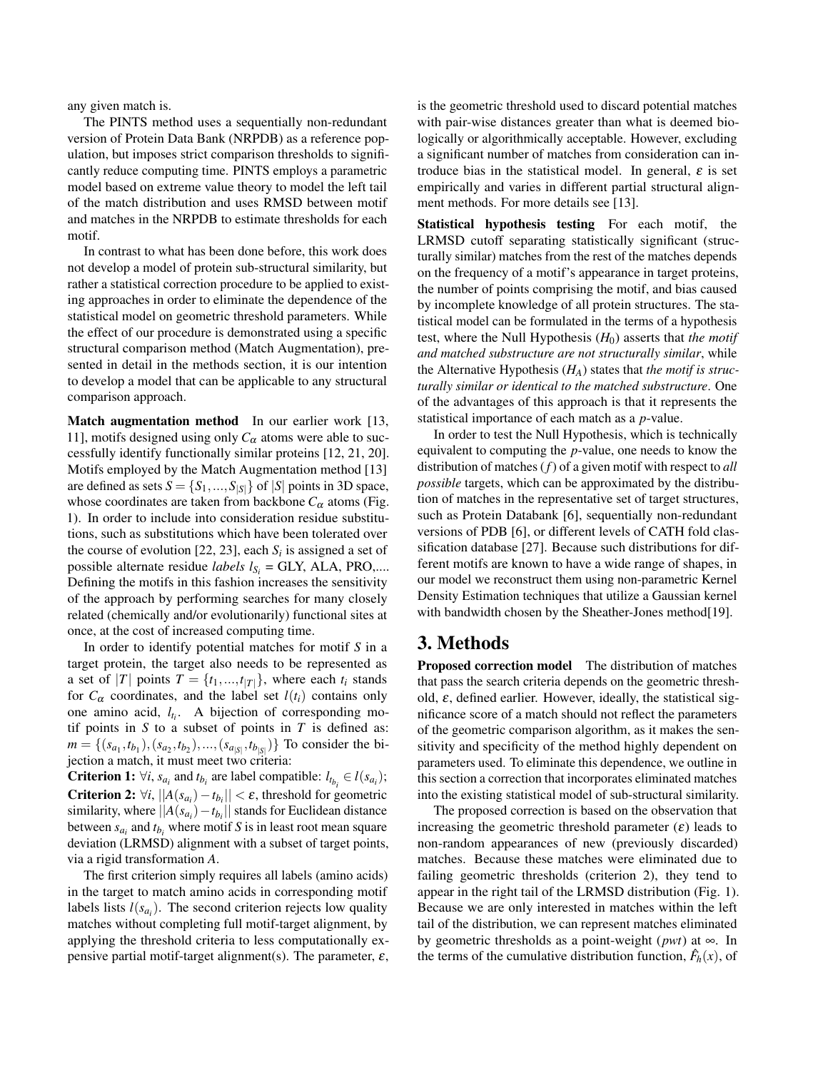any given match is.

The PINTS method uses a sequentially non-redundant version of Protein Data Bank (NRPDB) as a reference population, but imposes strict comparison thresholds to significantly reduce computing time. PINTS employs a parametric model based on extreme value theory to model the left tail of the match distribution and uses RMSD between motif and matches in the NRPDB to estimate thresholds for each motif.

In contrast to what has been done before, this work does not develop a model of protein sub-structural similarity, but rather a statistical correction procedure to be applied to existing approaches in order to eliminate the dependence of the statistical model on geometric threshold parameters. While the effect of our procedure is demonstrated using a specific structural comparison method (Match Augmentation), presented in detail in the methods section, it is our intention to develop a model that can be applicable to any structural comparison approach.

**Match augmentation method** In our earlier work [13, 11], motifs designed using only $C_\alpha$ atoms were able to successfully identify functionally similar proteins [12, 21, 20]. Motifs employed by the Match Augmentation method [13] are defined as sets $S = \{S_1, ..., S_{|S|}\}$ of $|S|$ points in 3D space, whose coordinates are taken from backbone $C_\alpha$ atoms (Fig. 1). In order to include into consideration residue substitutions, such as substitutions which have been tolerated over the course of evolution [22, 23], each $S_i$ is assigned a set of possible alternate residue *labels* $l_{S_i}$ = GLY, ALA, PRO,.... Defining the motifs in this fashion increases the sensitivity of the approach by performing searches for many closely related (chemically and/or evolutionarily) functional sites at once, at the cost of increased computing time.

In order to identify potential matches for motif $S$ in a target protein, the target also needs to be represented as a set of $|T|$ points $T = \{t_1, ..., t_{|T|}\}$, where each $t_i$ stands for $C_\alpha$ coordinates, and the label set $l(t_i)$ contains only one amino acid, $l_{t_i}$. A bijection of corresponding motif points in $S$ to a subset of points in $T$ is defined as: $m = \{(s_{a_1}, t_{b_1}), (s_{a_2}, t_{b_2}), ..., (s_{a_{|S|}}, t_{b_{|S|}})\}$ To consider the bijection a match, it must meet two criteria:

**Criterion 1:** $\forall i$, $s_{a_i}$ and $t_{b_i}$ are label compatible: $l_{t_{b_i}} \in l(s_{a_i})$;

**Criterion 2:** $\forall i$, $||A(s_{a_i}) - t_{b_i}|| < \varepsilon$, threshold for geometric similarity, where $||A(s_{a_i}) - t_{b_i}||$ stands for Euclidean distance between $s_{a_i}$ and $t_{b_i}$ where motif $S$ is in least root mean square deviation (LRMSD) alignment with a subset of target points, via a rigid transformation $A$.

The first criterion simply requires all labels (amino acids) in the target to match amino acids in corresponding motif labels lists $l(s_{a_i})$. The second criterion rejects low quality matches without completing full motif-target alignment, by applying the threshold criteria to less computationally expensive partial motif-target alignment(s). The parameter, $\varepsilon$, is the geometric threshold used to discard potential matches with pair-wise distances greater than what is deemed biologically or algorithmically acceptable. However, excluding a significant number of matches from consideration can introduce bias in the statistical model. In general, $\varepsilon$ is set empirically and varies in different partial structural alignment methods. For more details see [13].

**Statistical hypothesis testing** For each motif, the LRMSD cutoff separating statistically significant (structurally similar) matches from the rest of the matches depends on the frequency of a motif's appearance in target proteins, the number of points comprising the motif, and bias caused by incomplete knowledge of all protein structures. The statistical model can be formulated in the terms of a hypothesis test, where the Null Hypothesis ($H_0$) asserts that *the motif and matched substructure are not structurally similar*, while the Alternative Hypothesis ($H_A$) states that *the motif is structurally similar or identical to the matched substructure*. One of the advantages of this approach is that it represents the statistical importance of each match as a *p*-value.

In order to test the Null Hypothesis, which is technically equivalent to computing the *p*-value, one needs to know the distribution of matches ($f$) of a given motif with respect to *all possible* targets, which can be approximated by the distribution of matches in the representative set of target structures, such as Protein Databank [6], sequentially non-redundant versions of PDB [6], or different levels of CATH fold classification database [27]. Because such distributions for different motifs are known to have a wide range of shapes, in our model we reconstruct them using non-parametric Kernel Density Estimation techniques that utilize a Gaussian kernel with bandwidth chosen by the Sheather-Jones method[19].

# 3. Methods

**Proposed correction model** The distribution of matches that pass the search criteria depends on the geometric threshold, $\varepsilon$, defined earlier. However, ideally, the statistical significance score of a match should not reflect the parameters of the geometric comparison algorithm, as it makes the sensitivity and specificity of the method highly dependent on parameters used. To eliminate this dependence, we outline in this section a correction that incorporates eliminated matches into the existing statistical model of sub-structural similarity.

The proposed correction is based on the observation that increasing the geometric threshold parameter ($\varepsilon$) leads to non-random appearances of new (previously discarded) matches. Because these matches were eliminated due to failing geometric thresholds (criterion 2), they tend to appear in the right tail of the LRMSD distribution (Fig. 1). Because we are only interested in matches within the left tail of the distribution, we can represent matches eliminated by geometric thresholds as a point-weight (*pwt*) at $\infty$. In the terms of the cumulative distribution function, $\hat{F}_h(x)$, of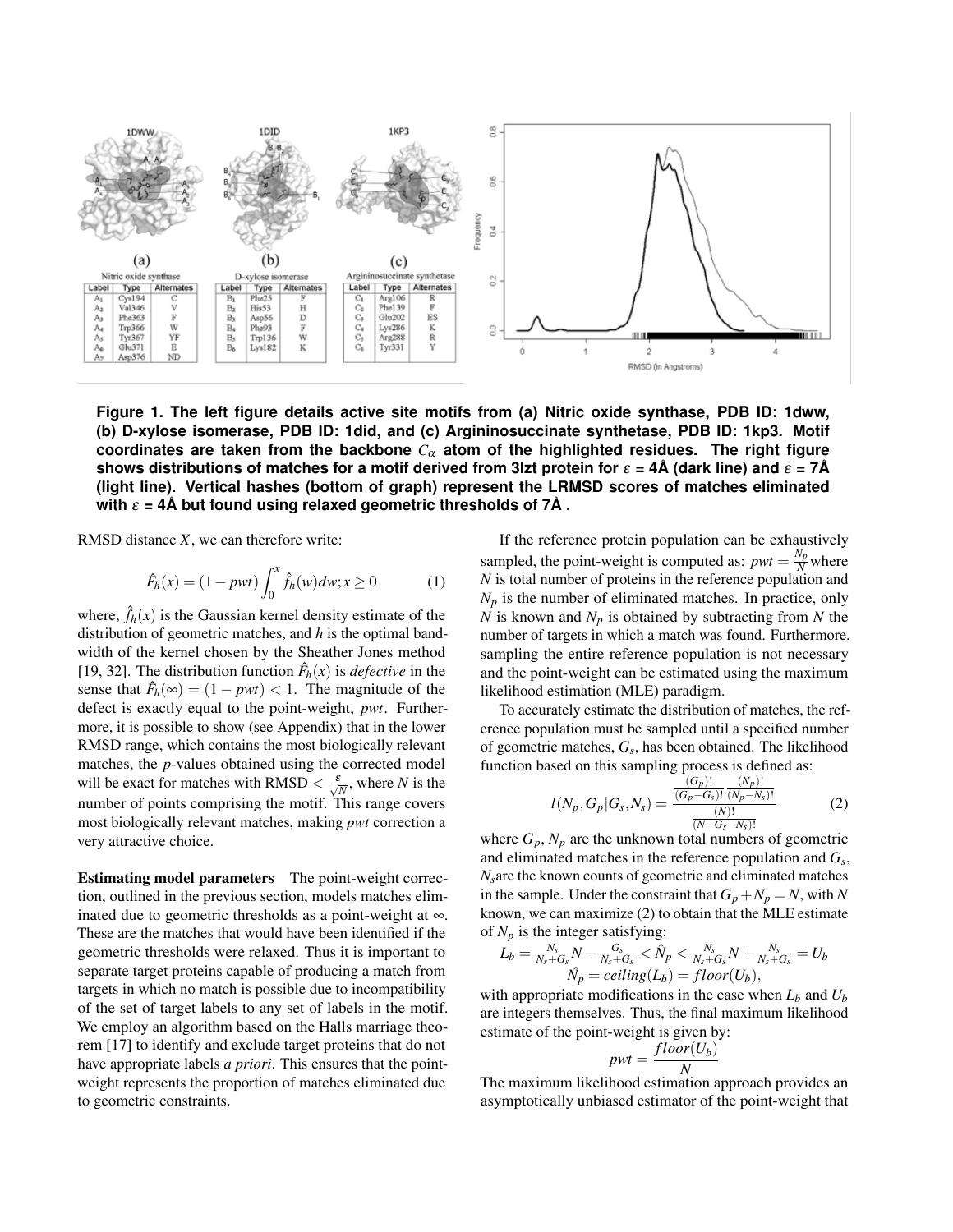| Label | Type | Alternates |
|---|---|---|
| $A_1$ | Cys194 | C |
| $A_2$ | Val346 | V |
| $A_3$ | Phe363 | F |
| $A_4$ | Trp366 | W |
| $A_5$ | Tyr367 | YF |
| $A_6$ | Glu371 | E |
| $A_7$ | Asp376 | ND |

| Label | Type | Alternates |
|---|---|---|
| $B_1$ | Phe25 | F |
| $B_2$ | His53 | H |
| $B_3$ | Asp56 | D |
| $B_4$ | Phe93 | F |
| $B_5$ | Trp136 | W |
| $B_6$ | Lys182 | K |

| Label | Type | Alternates |
|---|---|---|
| $C_1$ | Arg106 | R |
| $C_2$ | Phe139 | F |
| $C_3$ | Glu202 | ES |
| $C_4$ | Lys286 | K |
| $C_5$ | Arg288 | R |
| $C_6$ | Tyr331 | Y |

**Figure 1. The left figure details active site motifs from (a) Nitric oxide synthase, PDB ID: 1dww, (b) D-xylose isomerase, PDB ID: 1did, and (c) Argininosuccinate synthetase, PDB ID: 1kp3. Motif coordinates are taken from the backbone $C_\alpha$ atom of the highlighted residues. The right figure shows distributions of matches for a motif derived from 3lzt protein for $\varepsilon$ = 4Å (dark line) and $\varepsilon$ = 7Å (light line). Vertical hashes (bottom of graph) represent the LRMSD scores of matches eliminated with $\varepsilon$ = 4Å but found using relaxed geometric thresholds of 7Å .**

RMSD distance $X$, we can therefore write:

$$\hat{F}_h(x) = (1 - pwt)\int_0^x \hat{f}_h(w)dw; x \geq 0 \qquad (1)$$

where, $\hat{f}_h(x)$ is the Gaussian kernel density estimate of the distribution of geometric matches, and $h$ is the optimal bandwidth of the kernel chosen by the Sheather Jones method [19, 32]. The distribution function $\hat{F}_h(x)$ is *defective* in the sense that $\hat{F}_h(\infty) = (1 - pwt) < 1$. The magnitude of the defect is exactly equal to the point-weight, $pwt$. Furthermore, it is possible to show (see Appendix) that in the lower RMSD range, which contains the most biologically relevant matches, the $p$-values obtained using the corrected model will be exact for matches with RMSD $< \frac{\varepsilon}{\sqrt{N}}$, where $N$ is the number of points comprising the motif. This range covers most biologically relevant matches, making $pwt$ correction a very attractive choice.

**Estimating model parameters** The point-weight correction, outlined in the previous section, models matches eliminated due to geometric thresholds as a point-weight at $\infty$. These are the matches that would have been identified if the geometric thresholds were relaxed. Thus it is important to separate target proteins capable of producing a match from targets in which no match is possible due to incompatibility of the set of target labels to any set of labels in the motif. We employ an algorithm based on the Halls marriage theorem [17] to identify and exclude target proteins that do not have appropriate labels *a priori*. This ensures that the point-weight represents the proportion of matches eliminated due to geometric constraints.

If the reference protein population can be exhaustively sampled, the point-weight is computed as: $pwt = \frac{N_p}{N}$ where $N$ is total number of proteins in the reference population and $N_p$ is the number of eliminated matches. In practice, only $N$ is known and $N_p$ is obtained by subtracting from $N$ the number of targets in which a match was found. Furthermore, sampling the entire reference population is not necessary and the point-weight can be estimated using the maximum likelihood estimation (MLE) paradigm.

To accurately estimate the distribution of matches, the reference population must be sampled until a specified number of geometric matches, $G_s$, has been obtained. The likelihood function based on this sampling process is defined as:

$$l(N_p, G_p|G_s, N_s) = \frac{\frac{(G_p)!}{(G_p-G_s)!}\frac{(N_p)!}{(N_p-N_s)!}}{\frac{(N)!}{(N-G_s-N_s)!}} \qquad (2)$$

where $G_p$, $N_p$ are the unknown total numbers of geometric and eliminated matches in the reference population and $G_s$, $N_s$ are the known counts of geometric and eliminated matches in the sample. Under the constraint that $G_p + N_p = N$, with $N$ known, we can maximize (2) to obtain that the MLE estimate of $N_p$ is the integer satisfying:

$$L_b = \frac{N_s}{N_s+G_s}N - \frac{G_s}{N_s+G_s} < \hat{N}_p < \frac{N_s}{N_s+G_s}N + \frac{N_s}{N_s+G_s} = U_b$$
$$\hat{N_p} = ceiling(L_b) = floor(U_b),$$

with appropriate modifications in the case when $L_b$ and $U_b$ are integers themselves. Thus, the final maximum likelihood estimate of the point-weight is given by:

$$pwt = \frac{floor(U_b)}{N}$$

The maximum likelihood estimation approach provides an asymptotically unbiased estimator of the point-weight that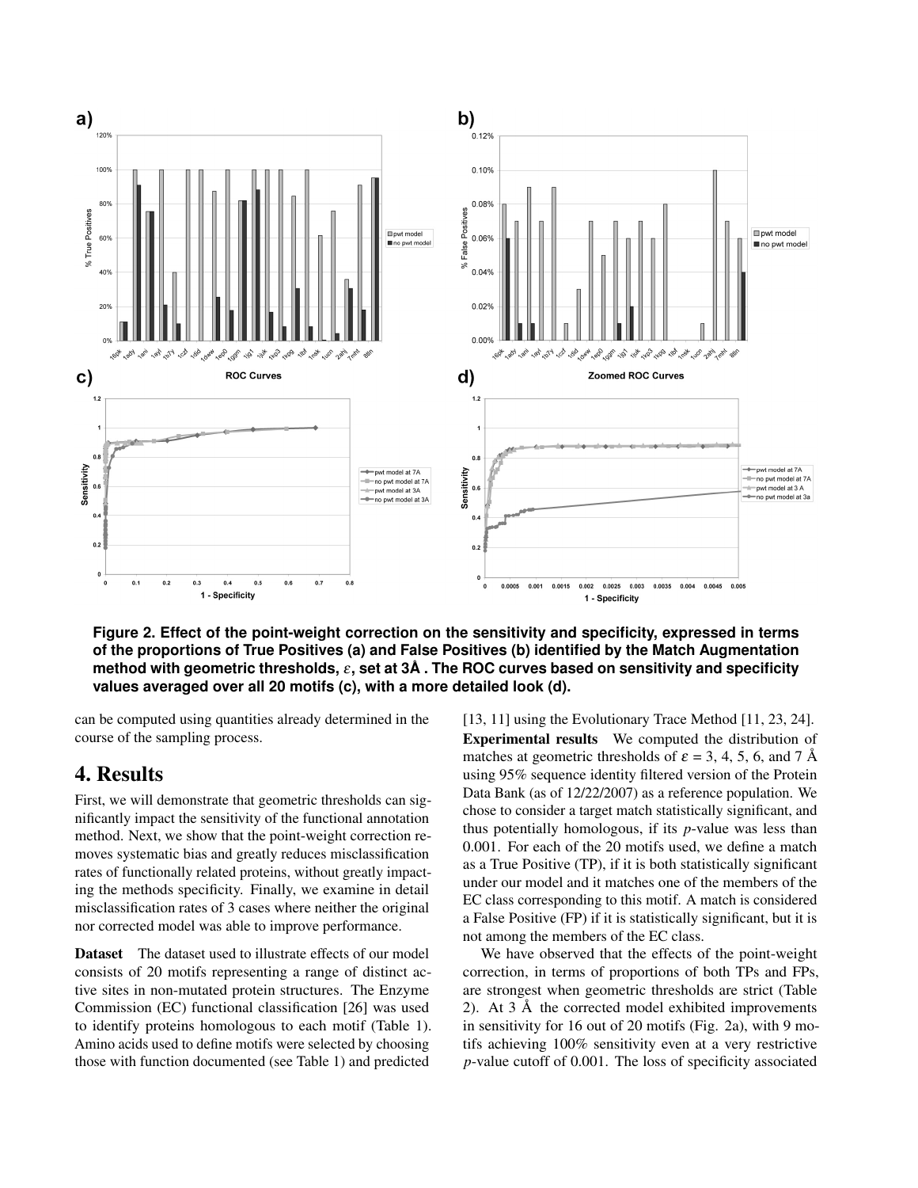**Figure 2. Effect of the point-weight correction on the sensitivity and specificity, expressed in terms of the proportions of True Positives (a) and False Positives (b) identified by the Match Augmentation method with geometric thresholds, $\varepsilon$, set at 3Å . The ROC curves based on sensitivity and specificity values averaged over all 20 motifs (c), with a more detailed look (d).**

can be computed using quantities already determined in the course of the sampling process.

# 4. Results

First, we will demonstrate that geometric thresholds can significantly impact the sensitivity of the functional annotation method. Next, we show that the point-weight correction removes systematic bias and greatly reduces misclassification rates of functionally related proteins, without greatly impacting the methods specificity. Finally, we examine in detail misclassification rates of 3 cases where neither the original nor corrected model was able to improve performance.

**Dataset** The dataset used to illustrate effects of our model consists of 20 motifs representing a range of distinct active sites in non-mutated protein structures. The Enzyme Commission (EC) functional classification [26] was used to identify proteins homologous to each motif (Table 1). Amino acids used to define motifs were selected by choosing those with function documented (see Table 1) and predicted [13, 11] using the Evolutionary Trace Method [11, 23, 24].

**Experimental results** We computed the distribution of matches at geometric thresholds of $\varepsilon$ = 3, 4, 5, 6, and 7 Å using 95% sequence identity filtered version of the Protein Data Bank (as of 12/22/2007) as a reference population. We chose to consider a target match statistically significant, and thus potentially homologous, if its $p$-value was less than 0.001. For each of the 20 motifs used, we define a match as a True Positive (TP), if it is both statistically significant under our model and it matches one of the members of the EC class corresponding to this motif. A match is considered a False Positive (FP) if it is statistically significant, but it is not among the members of the EC class.

We have observed that the effects of the point-weight correction, in terms of proportions of both TPs and FPs, are strongest when geometric thresholds are strict (Table 2). At 3 Å the corrected model exhibited improvements in sensitivity for 16 out of 20 motifs (Fig. 2a), with 9 motifs achieving 100% sensitivity even at a very restrictive $p$-value cutoff of 0.001. The loss of specificity associated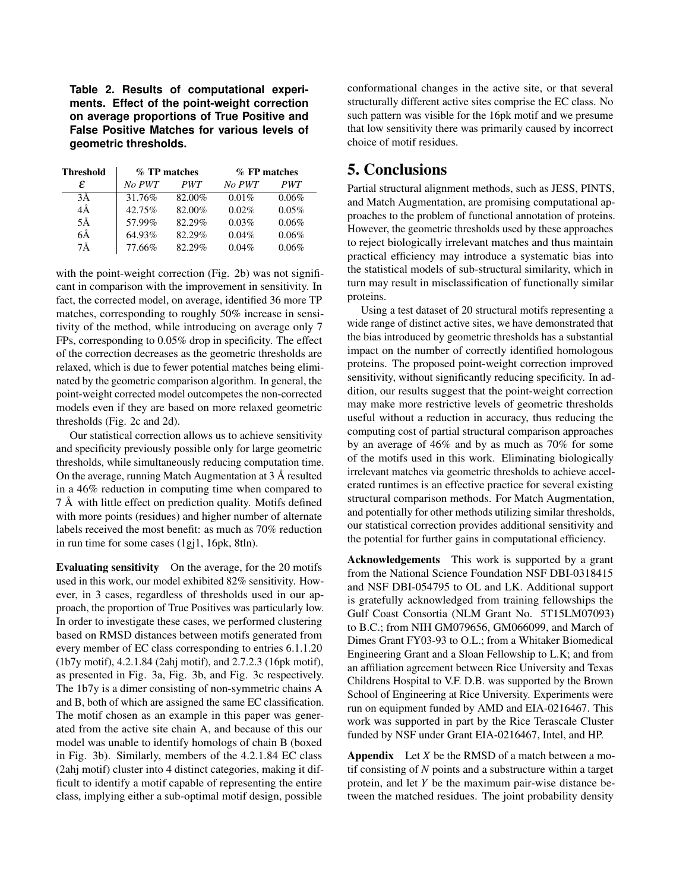**Table 2. Results of computational experiments. Effect of the point-weight correction on average proportions of True Positive and False Positive Matches for various levels of geometric thresholds.**

| Threshold | % TP matches | | % FP matches | |
|---|---|---|---|---|
| $\varepsilon$ | *No PWT* | *PWT* | *No PWT* | *PWT* |
| 3Å | 31.76% | 82.00% | 0.01% | 0.06% |
| 4Å | 42.75% | 82.00% | 0.02% | 0.05% |
| 5Å | 57.99% | 82.29% | 0.03% | 0.06% |
| 6Å | 64.93% | 82.29% | 0.04% | 0.06% |
| 7Å | 77.66% | 82.29% | 0.04% | 0.06% |

with the point-weight correction (Fig. 2b) was not significant in comparison with the improvement in sensitivity. In fact, the corrected model, on average, identified 36 more TP matches, corresponding to roughly 50% increase in sensitivity of the method, while introducing on average only 7 FPs, corresponding to 0.05% drop in specificity. The effect of the correction decreases as the geometric thresholds are relaxed, which is due to fewer potential matches being eliminated by the geometric comparison algorithm. In general, the point-weight corrected model outcompetes the non-corrected models even if they are based on more relaxed geometric thresholds (Fig. 2c and 2d).

Our statistical correction allows us to achieve sensitivity and specificity previously possible only for large geometric thresholds, while simultaneously reducing computation time. On the average, running Match Augmentation at 3 Å resulted in a 46% reduction in computing time when compared to 7 Å with little effect on prediction quality. Motifs defined with more points (residues) and higher number of alternate labels received the most benefit: as much as 70% reduction in run time for some cases (1gj1, 16pk, 8tln).

**Evaluating sensitivity** On the average, for the 20 motifs used in this work, our model exhibited 82% sensitivity. However, in 3 cases, regardless of thresholds used in our approach, the proportion of True Positives was particularly low. In order to investigate these cases, we performed clustering based on RMSD distances between motifs generated from every member of EC class corresponding to entries 6.1.1.20 (1b7y motif), 4.2.1.84 (2ahj motif), and 2.7.2.3 (16pk motif), as presented in Fig. 3a, Fig. 3b, and Fig. 3c respectively. The 1b7y is a dimer consisting of non-symmetric chains A and B, both of which are assigned the same EC classification. The motif chosen as an example in this paper was generated from the active site chain A, and because of this our model was unable to identify homologs of chain B (boxed in Fig. 3b). Similarly, members of the 4.2.1.84 EC class (2ahj motif) cluster into 4 distinct categories, making it difficult to identify a motif capable of representing the entire class, implying either a sub-optimal motif design, possible conformational changes in the active site, or that several structurally different active sites comprise the EC class. No such pattern was visible for the 16pk motif and we presume that low sensitivity there was primarily caused by incorrect choice of motif residues.

# 5. Conclusions

Partial structural alignment methods, such as JESS, PINTS, and Match Augmentation, are promising computational approaches to the problem of functional annotation of proteins. However, the geometric thresholds used by these approaches to reject biologically irrelevant matches and thus maintain practical efficiency may introduce a systematic bias into the statistical models of sub-structural similarity, which in turn may result in misclassification of functionally similar proteins.

Using a test dataset of 20 structural motifs representing a wide range of distinct active sites, we have demonstrated that the bias introduced by geometric thresholds has a substantial impact on the number of correctly identified homologous proteins. The proposed point-weight correction improved sensitivity, without significantly reducing specificity. In addition, our results suggest that the point-weight correction may make more restrictive levels of geometric thresholds useful without a reduction in accuracy, thus reducing the computing cost of partial structural comparison approaches by an average of 46% and by as much as 70% for some of the motifs used in this work. Eliminating biologically irrelevant matches via geometric thresholds to achieve accelerated runtimes is an effective practice for several existing structural comparison methods. For Match Augmentation, and potentially for other methods utilizing similar thresholds, our statistical correction provides additional sensitivity and the potential for further gains in computational efficiency.

**Acknowledgements** This work is supported by a grant from the National Science Foundation NSF DBI-0318415 and NSF DBI-054795 to OL and LK. Additional support is gratefully acknowledged from training fellowships the Gulf Coast Consortia (NLM Grant No. 5T15LM07093) to B.C.; from NIH GM079656, GM066099, and March of Dimes Grant FY03-93 to O.L.; from a Whitaker Biomedical Engineering Grant and a Sloan Fellowship to L.K; and from an affiliation agreement between Rice University and Texas Childrens Hospital to V.F. D.B. was supported by the Brown School of Engineering at Rice University. Experiments were run on equipment funded by AMD and EIA-0216467. This work was supported in part by the Rice Terascale Cluster funded by NSF under Grant EIA-0216467, Intel, and HP.

**Appendix** Let $X$ be the RMSD of a match between a motif consisting of $N$ points and a substructure within a target protein, and let $Y$ be the maximum pair-wise distance between the matched residues. The joint probability density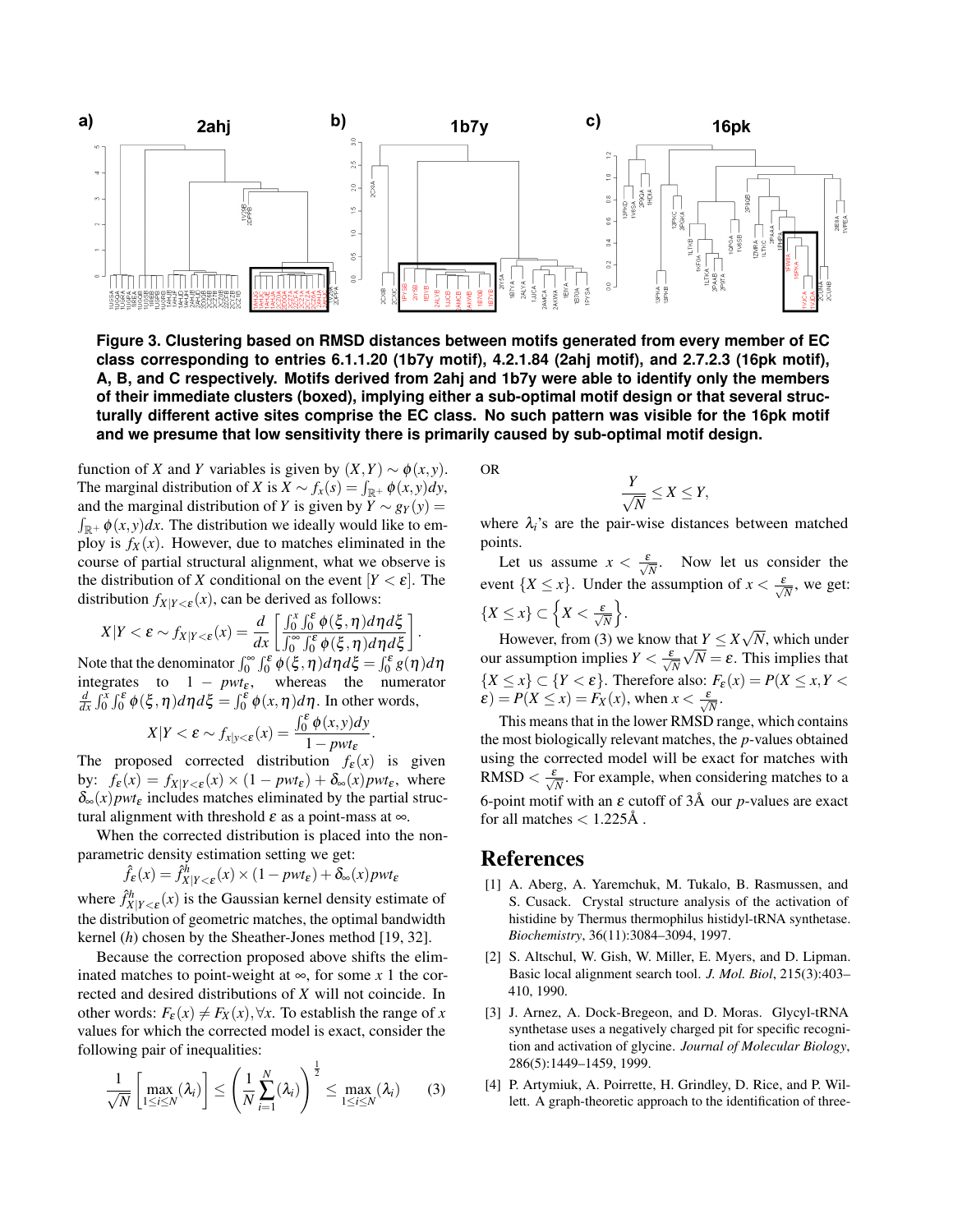**Figure 3. Clustering based on RMSD distances between motifs generated from every member of EC class corresponding to entries 6.1.1.20 (1b7y motif), 4.2.1.84 (2ahj motif), and 2.7.2.3 (16pk motif), A, B, and C respectively. Motifs derived from 2ahj and 1b7y were able to identify only the members of their immediate clusters (boxed), implying either a sub-optimal motif design or that several structurally different active sites comprise the EC class. No such pattern was visible for the 16pk motif and we presume that low sensitivity there is primarily caused by sub-optimal motif design.**

function of $X$ and $Y$ variables is given by $(X,Y) \sim \phi(x,y)$. The marginal distribution of $X$ is $X \sim f_x(s) = \int_{\mathbb{R}^+} \phi(x,y)dy$, and the marginal distribution of $Y$ is given by $Y \sim g_Y(y) = \int_{\mathbb{R}^+} \phi(x,y)dx$. The distribution we ideally would like to employ is $f_X(x)$. However, due to matches eliminated in the course of partial structural alignment, what we observe is the distribution of $X$ conditional on the event $[Y < \varepsilon]$. The distribution $f_{X|Y<\varepsilon}(x)$, can be derived as follows:

$$X|Y < \varepsilon \sim f_{X|Y<\varepsilon}(x) = \frac{d}{dx}\left[\frac{\int_0^x \int_0^\varepsilon \phi(\xi,\eta)d\eta d\xi}{\int_0^\infty \int_0^\varepsilon \phi(\xi,\eta)d\eta d\xi}\right].$$

Note that the denominator $\int_0^\infty \int_0^\varepsilon \phi(\xi,\eta)d\eta d\xi = \int_0^\varepsilon g(\eta)d\eta$ integrates to $1 - pwt_\varepsilon$, whereas the numerator $\frac{d}{dx}\int_0^x \int_0^\varepsilon \phi(\xi,\eta)d\eta d\xi = \int_0^\varepsilon \phi(x,\eta)d\eta$. In other words,

$$X|Y < \varepsilon \sim f_{x|y<\varepsilon}(x) = \frac{\int_0^\varepsilon \phi(x,y)dy}{1 - pwt_\varepsilon}.$$

The proposed corrected distribution $f_\varepsilon(x)$ is given by: $f_\varepsilon(x) = f_{X|Y<\varepsilon}(x) \times (1 - pwt_\varepsilon) + \delta_\infty(x)pwt_\varepsilon$, where $\delta_\infty(x)pwt_\varepsilon$ includes matches eliminated by the partial structural alignment with threshold $\varepsilon$ as a point-mass at $\infty$.

When the corrected distribution is placed into the non-parametric density estimation setting we get:

$$\hat{f}_\varepsilon(x) = \hat{f}^h_{X|Y<\varepsilon}(x) \times (1 - pwt_\varepsilon) + \delta_\infty(x)pwt_\varepsilon$$

where $\hat{f}^h_{X|Y<\varepsilon}(x)$ is the Gaussian kernel density estimate of the distribution of geometric matches, the optimal bandwidth kernel ($h$) chosen by the Sheather-Jones method [19, 32].

Because the correction proposed above shifts the eliminated matches to point-weight at $\infty$, for some $x$ 1 the corrected and desired distributions of $X$ will not coincide. In other words: $F_\varepsilon(x) \neq F_X(x), \forall x$. To establish the range of $x$ values for which the corrected model is exact, consider the following pair of inequalities:

$$\frac{1}{\sqrt{N}}\left[\max_{1\leq i\leq N}(\lambda_i)\right] \leq \left(\frac{1}{N}\sum_{i=1}^{N}(\lambda_i)\right)^{\frac{1}{2}} \leq \max_{1\leq i\leq N}(\lambda_i) \quad (3)$$

OR

$$\frac{Y}{\sqrt{N}} \leq X \leq Y,$$

where $\lambda_i$'s are the pair-wise distances between matched points.

Let us assume $x < \frac{\varepsilon}{\sqrt{N}}$. Now let us consider the event $\{X \leq x\}$. Under the assumption of $x < \frac{\varepsilon}{\sqrt{N}}$, we get: $\{X \leq x\} \subset \left\{X < \frac{\varepsilon}{\sqrt{N}}\right\}$.

However, from (3) we know that $Y \leq X\sqrt{N}$, which under our assumption implies $Y < \frac{\varepsilon}{\sqrt{N}}\sqrt{N} = \varepsilon$. This implies that $\{X \leq x\} \subset \{Y < \varepsilon\}$. Therefore also: $F_\varepsilon(x) = P(X \leq x, Y < \varepsilon) = P(X \leq x) = F_X(x)$, when $x < \frac{\varepsilon}{\sqrt{N}}$.

This means that in the lower RMSD range, which contains the most biologically relevant matches, the $p$-values obtained using the corrected model will be exact for matches with RMSD $< \frac{\varepsilon}{\sqrt{N}}$. For example, when considering matches to a 6-point motif with an $\varepsilon$ cutoff of 3Å our $p$-values are exact for all matches < 1.225Å .

# References

[1] A. Aberg, A. Yaremchuk, M. Tukalo, B. Rasmussen, and S. Cusack. Crystal structure analysis of the activation of histidine by Thermus thermophilus histidyl-tRNA synthetase. *Biochemistry*, 36(11):3084–3094, 1997.

[2] S. Altschul, W. Gish, W. Miller, E. Myers, and D. Lipman. Basic local alignment search tool. *J. Mol. Biol*, 215(3):403–410, 1990.

[3] J. Arnez, A. Dock-Bregeon, and D. Moras. Glycyl-tRNA synthetase uses a negatively charged pit for specific recognition and activation of glycine. *Journal of Molecular Biology*, 286(5):1449–1459, 1999.

[4] P. Artymiuk, A. Poirrette, H. Grindley, D. Rice, and P. Willett. A graph-theoretic approach to the identification of three-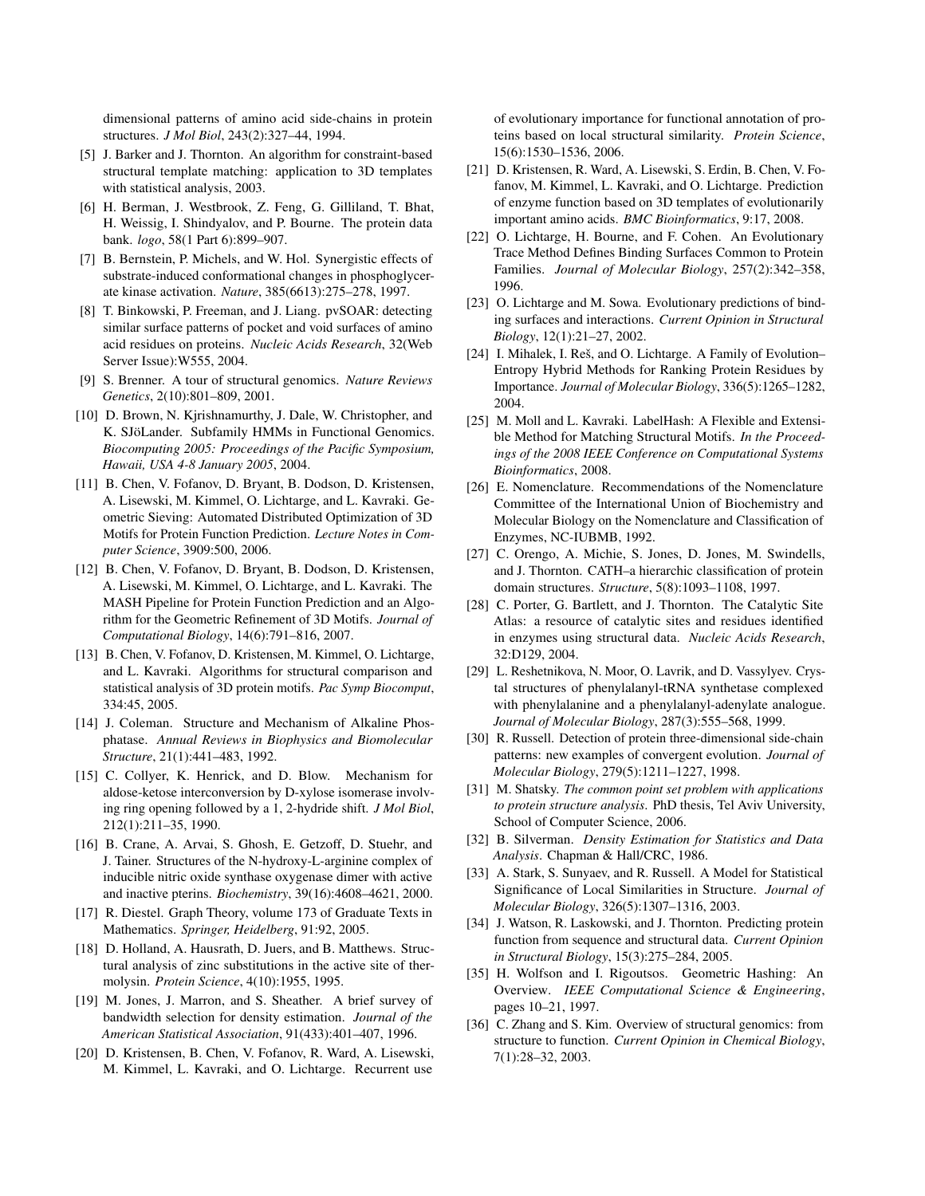dimensional patterns of amino acid side-chains in protein structures. *J Mol Biol*, 243(2):327–44, 1994.

[5] J. Barker and J. Thornton. An algorithm for constraint-based structural template matching: application to 3D templates with statistical analysis, 2003.

[6] H. Berman, J. Westbrook, Z. Feng, G. Gilliland, T. Bhat, H. Weissig, I. Shindyalov, and P. Bourne. The protein data bank. *logo*, 58(1 Part 6):899–907.

[7] B. Bernstein, P. Michels, and W. Hol. Synergistic effects of substrate-induced conformational changes in phosphoglycerate kinase activation. *Nature*, 385(6613):275–278, 1997.

[8] T. Binkowski, P. Freeman, and J. Liang. pvSOAR: detecting similar surface patterns of pocket and void surfaces of amino acid residues on proteins. *Nucleic Acids Research*, 32(Web Server Issue):W555, 2004.

[9] S. Brenner. A tour of structural genomics. *Nature Reviews Genetics*, 2(10):801–809, 2001.

[10] D. Brown, N. Kjrishnamurthy, J. Dale, W. Christopher, and K. SJöLander. Subfamily HMMs in Functional Genomics. *Biocomputing 2005: Proceedings of the Pacific Symposium, Hawaii, USA 4-8 January 2005*, 2004.

[11] B. Chen, V. Fofanov, D. Bryant, B. Dodson, D. Kristensen, A. Lisewski, M. Kimmel, O. Lichtarge, and L. Kavraki. Geometric Sieving: Automated Distributed Optimization of 3D Motifs for Protein Function Prediction. *Lecture Notes in Computer Science*, 3909:500, 2006.

[12] B. Chen, V. Fofanov, D. Bryant, B. Dodson, D. Kristensen, A. Lisewski, M. Kimmel, O. Lichtarge, and L. Kavraki. The MASH Pipeline for Protein Function Prediction and an Algorithm for the Geometric Refinement of 3D Motifs. *Journal of Computational Biology*, 14(6):791–816, 2007.

[13] B. Chen, V. Fofanov, D. Kristensen, M. Kimmel, O. Lichtarge, and L. Kavraki. Algorithms for structural comparison and statistical analysis of 3D protein motifs. *Pac Symp Biocomput*, 334:45, 2005.

[14] J. Coleman. Structure and Mechanism of Alkaline Phosphatase. *Annual Reviews in Biophysics and Biomolecular Structure*, 21(1):441–483, 1992.

[15] C. Collyer, K. Henrick, and D. Blow. Mechanism for aldose-ketose interconversion by D-xylose isomerase involving ring opening followed by a 1, 2-hydride shift. *J Mol Biol*, 212(1):211–35, 1990.

[16] B. Crane, A. Arvai, S. Ghosh, E. Getzoff, D. Stuehr, and J. Tainer. Structures of the N-hydroxy-L-arginine complex of inducible nitric oxide synthase oxygenase dimer with active and inactive pterins. *Biochemistry*, 39(16):4608–4621, 2000.

[17] R. Diestel. Graph Theory, volume 173 of Graduate Texts in Mathematics. *Springer, Heidelberg*, 91:92, 2005.

[18] D. Holland, A. Hausrath, D. Juers, and B. Matthews. Structural analysis of zinc substitutions in the active site of thermolysin. *Protein Science*, 4(10):1955, 1995.

[19] M. Jones, J. Marron, and S. Sheather. A brief survey of bandwidth selection for density estimation. *Journal of the American Statistical Association*, 91(433):401–407, 1996.

[20] D. Kristensen, B. Chen, V. Fofanov, R. Ward, A. Lisewski, M. Kimmel, L. Kavraki, and O. Lichtarge. Recurrent use of evolutionary importance for functional annotation of proteins based on local structural similarity. *Protein Science*, 15(6):1530–1536, 2006.

[21] D. Kristensen, R. Ward, A. Lisewski, S. Erdin, B. Chen, V. Fofanov, M. Kimmel, L. Kavraki, and O. Lichtarge. Prediction of enzyme function based on 3D templates of evolutionarily important amino acids. *BMC Bioinformatics*, 9:17, 2008.

[22] O. Lichtarge, H. Bourne, and F. Cohen. An Evolutionary Trace Method Defines Binding Surfaces Common to Protein Families. *Journal of Molecular Biology*, 257(2):342–358, 1996.

[23] O. Lichtarge and M. Sowa. Evolutionary predictions of binding surfaces and interactions. *Current Opinion in Structural Biology*, 12(1):21–27, 2002.

[24] I. Mihalek, I. Reš, and O. Lichtarge. A Family of Evolution–Entropy Hybrid Methods for Ranking Protein Residues by Importance. *Journal of Molecular Biology*, 336(5):1265–1282, 2004.

[25] M. Moll and L. Kavraki. LabelHash: A Flexible and Extensible Method for Matching Structural Motifs. *In the Proceedings of the 2008 IEEE Conference on Computational Systems Bioinformatics*, 2008.

[26] E. Nomenclature. Recommendations of the Nomenclature Committee of the International Union of Biochemistry and Molecular Biology on the Nomenclature and Classification of Enzymes, NC-IUBMB, 1992.

[27] C. Orengo, A. Michie, S. Jones, D. Jones, M. Swindells, and J. Thornton. CATH–a hierarchic classification of protein domain structures. *Structure*, 5(8):1093–1108, 1997.

[28] C. Porter, G. Bartlett, and J. Thornton. The Catalytic Site Atlas: a resource of catalytic sites and residues identified in enzymes using structural data. *Nucleic Acids Research*, 32:D129, 2004.

[29] L. Reshetnikova, N. Moor, O. Lavrik, and D. Vassylyev. Crystal structures of phenylalanyl-tRNA synthetase complexed with phenylalanine and a phenylalanyl-adenylate analogue. *Journal of Molecular Biology*, 287(3):555–568, 1999.

[30] R. Russell. Detection of protein three-dimensional side-chain patterns: new examples of convergent evolution. *Journal of Molecular Biology*, 279(5):1211–1227, 1998.

[31] M. Shatsky. *The common point set problem with applications to protein structure analysis*. PhD thesis, Tel Aviv University, School of Computer Science, 2006.

[32] B. Silverman. *Density Estimation for Statistics and Data Analysis*. Chapman & Hall/CRC, 1986.

[33] A. Stark, S. Sunyaev, and R. Russell. A Model for Statistical Significance of Local Similarities in Structure. *Journal of Molecular Biology*, 326(5):1307–1316, 2003.

[34] J. Watson, R. Laskowski, and J. Thornton. Predicting protein function from sequence and structural data. *Current Opinion in Structural Biology*, 15(3):275–284, 2005.

[35] H. Wolfson and I. Rigoutsos. Geometric Hashing: An Overview. *IEEE Computational Science & Engineering*, pages 10–21, 1997.

[36] C. Zhang and S. Kim. Overview of structural genomics: from structure to function. *Current Opinion in Chemical Biology*, 7(1):28–32, 2003.